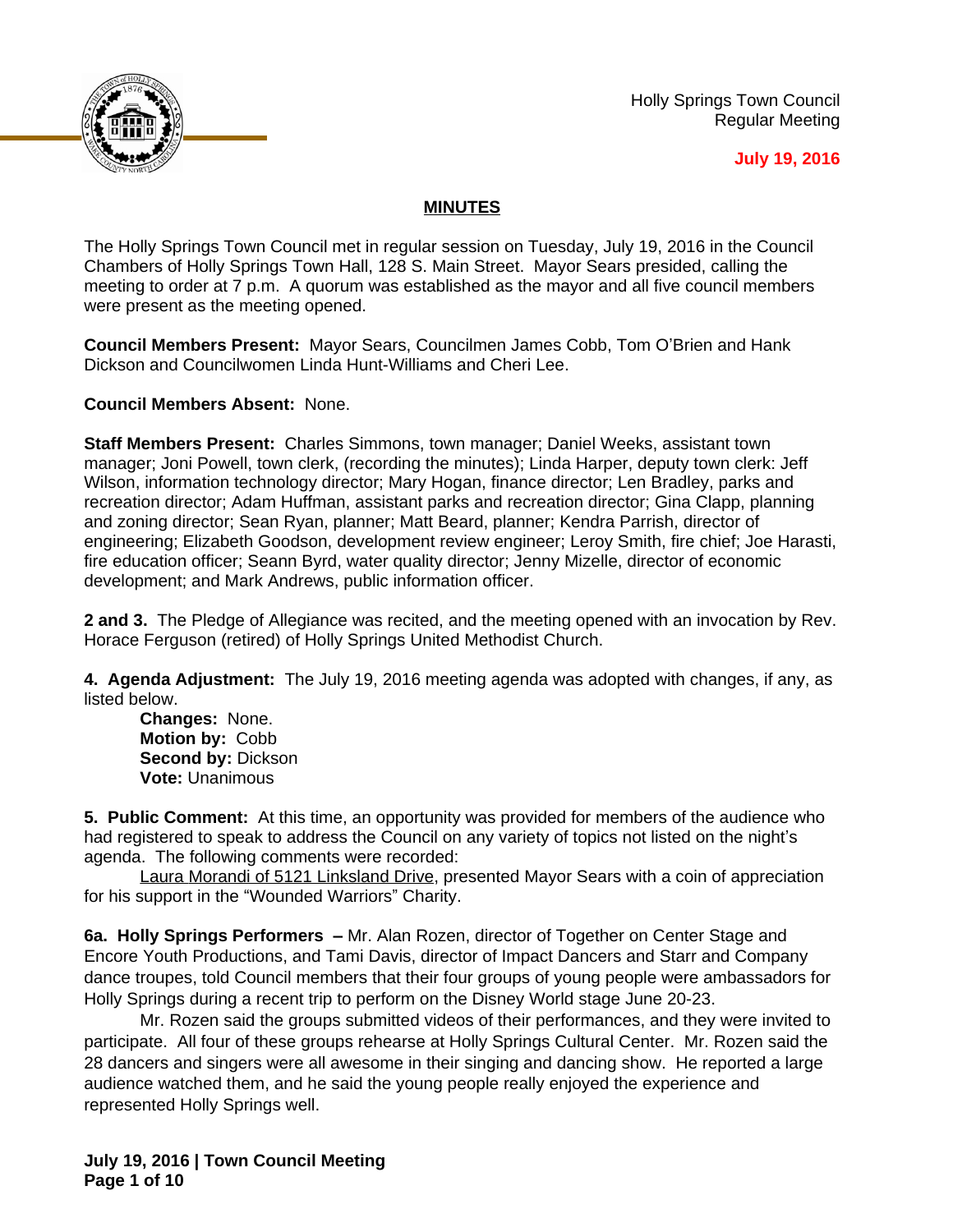Holly Springs Town Council
Regular Meeting

**July 19, 2016**

## MINUTES

The Holly Springs Town Council met in regular session on Tuesday, July 19, 2016 in the Council Chambers of Holly Springs Town Hall, 128 S. Main Street. Mayor Sears presided, calling the meeting to order at 7 p.m. A quorum was established as the mayor and all five council members were present as the meeting opened.

**Council Members Present:** Mayor Sears, Councilmen James Cobb, Tom O'Brien and Hank Dickson and Councilwomen Linda Hunt-Williams and Cheri Lee.

**Council Members Absent:** None.

**Staff Members Present:** Charles Simmons, town manager; Daniel Weeks, assistant town manager; Joni Powell, town clerk, (recording the minutes); Linda Harper, deputy town clerk: Jeff Wilson, information technology director; Mary Hogan, finance director; Len Bradley, parks and recreation director; Adam Huffman, assistant parks and recreation director; Gina Clapp, planning and zoning director; Sean Ryan, planner; Matt Beard, planner; Kendra Parrish, director of engineering; Elizabeth Goodson, development review engineer; Leroy Smith, fire chief; Joe Harasti, fire education officer; Seann Byrd, water quality director; Jenny Mizelle, director of economic development; and Mark Andrews, public information officer.

**2 and 3.** The Pledge of Allegiance was recited, and the meeting opened with an invocation by Rev. Horace Ferguson (retired) of Holly Springs United Methodist Church.

**4. Agenda Adjustment:** The July 19, 2016 meeting agenda was adopted with changes, if any, as listed below.

**Changes:** None.
**Motion by:** Cobb
**Second by:** Dickson
**Vote:** Unanimous

**5. Public Comment:** At this time, an opportunity was provided for members of the audience who had registered to speak to address the Council on any variety of topics not listed on the night's agenda. The following comments were recorded:

Laura Morandi of 5121 Linksland Drive, presented Mayor Sears with a coin of appreciation for his support in the "Wounded Warriors" Charity.

**6a. Holly Springs Performers –** Mr. Alan Rozen, director of Together on Center Stage and Encore Youth Productions, and Tami Davis, director of Impact Dancers and Starr and Company dance troupes, told Council members that their four groups of young people were ambassadors for Holly Springs during a recent trip to perform on the Disney World stage June 20-23.

Mr. Rozen said the groups submitted videos of their performances, and they were invited to participate. All four of these groups rehearse at Holly Springs Cultural Center. Mr. Rozen said the 28 dancers and singers were all awesome in their singing and dancing show. He reported a large audience watched them, and he said the young people really enjoyed the experience and represented Holly Springs well.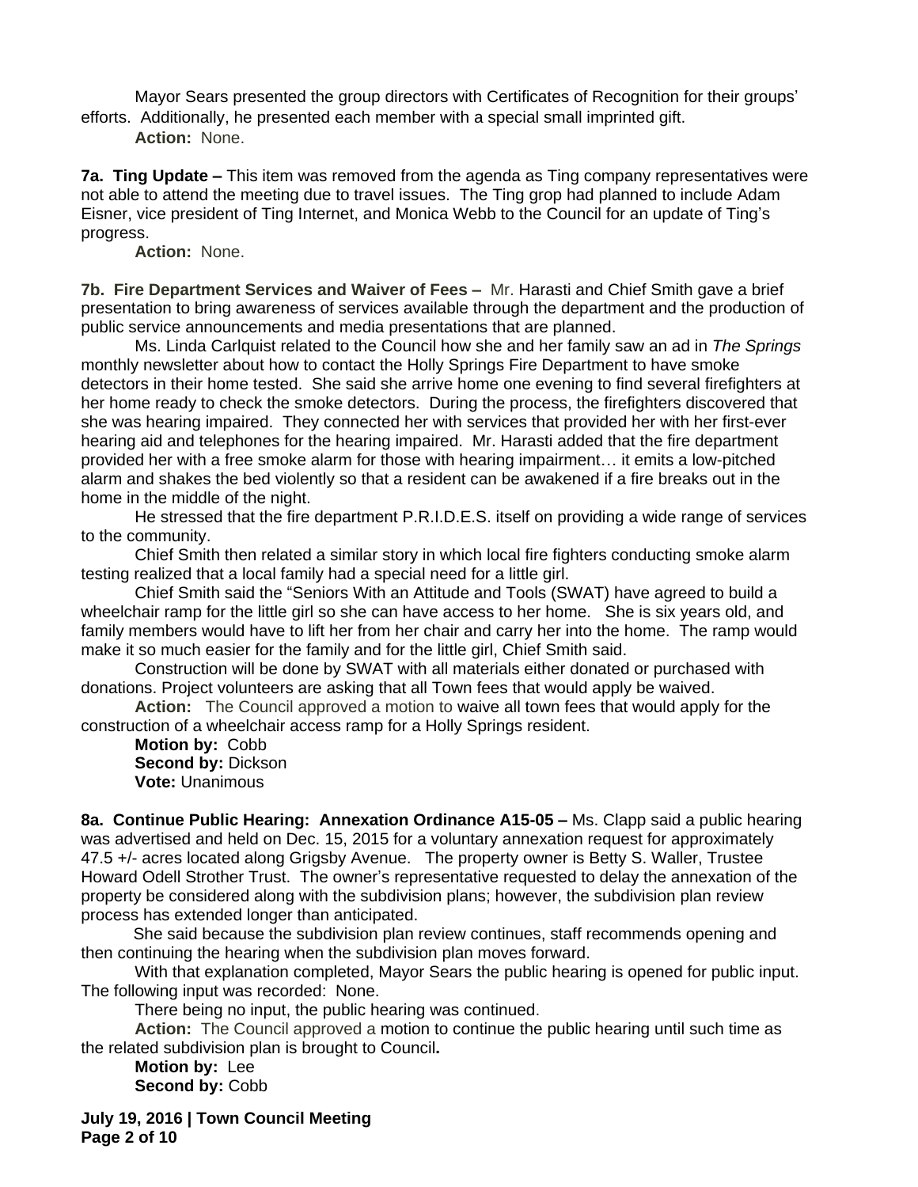Mayor Sears presented the group directors with Certificates of Recognition for their groups' efforts. Additionally, he presented each member with a special small imprinted gift.

**Action:** None.

**7a. Ting Update –** This item was removed from the agenda as Ting company representatives were not able to attend the meeting due to travel issues. The Ting grop had planned to include Adam Eisner, vice president of Ting Internet, and Monica Webb to the Council for an update of Ting's progress.

**Action:** None.

**7b. Fire Department Services and Waiver of Fees –** Mr. Harasti and Chief Smith gave a brief presentation to bring awareness of services available through the department and the production of public service announcements and media presentations that are planned.

Ms. Linda Carlquist related to the Council how she and her family saw an ad in *The Springs* monthly newsletter about how to contact the Holly Springs Fire Department to have smoke detectors in their home tested. She said she arrive home one evening to find several firefighters at her home ready to check the smoke detectors. During the process, the firefighters discovered that she was hearing impaired. They connected her with services that provided her with her first-ever hearing aid and telephones for the hearing impaired. Mr. Harasti added that the fire department provided her with a free smoke alarm for those with hearing impairment… it emits a low-pitched alarm and shakes the bed violently so that a resident can be awakened if a fire breaks out in the home in the middle of the night.

He stressed that the fire department P.R.I.D.E.S. itself on providing a wide range of services to the community.

Chief Smith then related a similar story in which local fire fighters conducting smoke alarm testing realized that a local family had a special need for a little girl.

Chief Smith said the "Seniors With an Attitude and Tools (SWAT) have agreed to build a wheelchair ramp for the little girl so she can have access to her home. She is six years old, and family members would have to lift her from her chair and carry her into the home. The ramp would make it so much easier for the family and for the little girl, Chief Smith said.

Construction will be done by SWAT with all materials either donated or purchased with donations. Project volunteers are asking that all Town fees that would apply be waived.

**Action:** The Council approved a motion to waive all town fees that would apply for the construction of a wheelchair access ramp for a Holly Springs resident.

**Motion by:** Cobb
**Second by:** Dickson
**Vote:** Unanimous

**8a. Continue Public Hearing: Annexation Ordinance A15-05 –** Ms. Clapp said a public hearing was advertised and held on Dec. 15, 2015 for a voluntary annexation request for approximately 47.5 +/- acres located along Grigsby Avenue. The property owner is Betty S. Waller, Trustee Howard Odell Strother Trust. The owner's representative requested to delay the annexation of the property be considered along with the subdivision plans; however, the subdivision plan review process has extended longer than anticipated.

She said because the subdivision plan review continues, staff recommends opening and then continuing the hearing when the subdivision plan moves forward.

With that explanation completed, Mayor Sears the public hearing is opened for public input. The following input was recorded: None.

There being no input, the public hearing was continued.

**Action:** The Council approved a motion to continue the public hearing until such time as the related subdivision plan is brought to Council**.**

**Motion by:** Lee
**Second by:** Cobb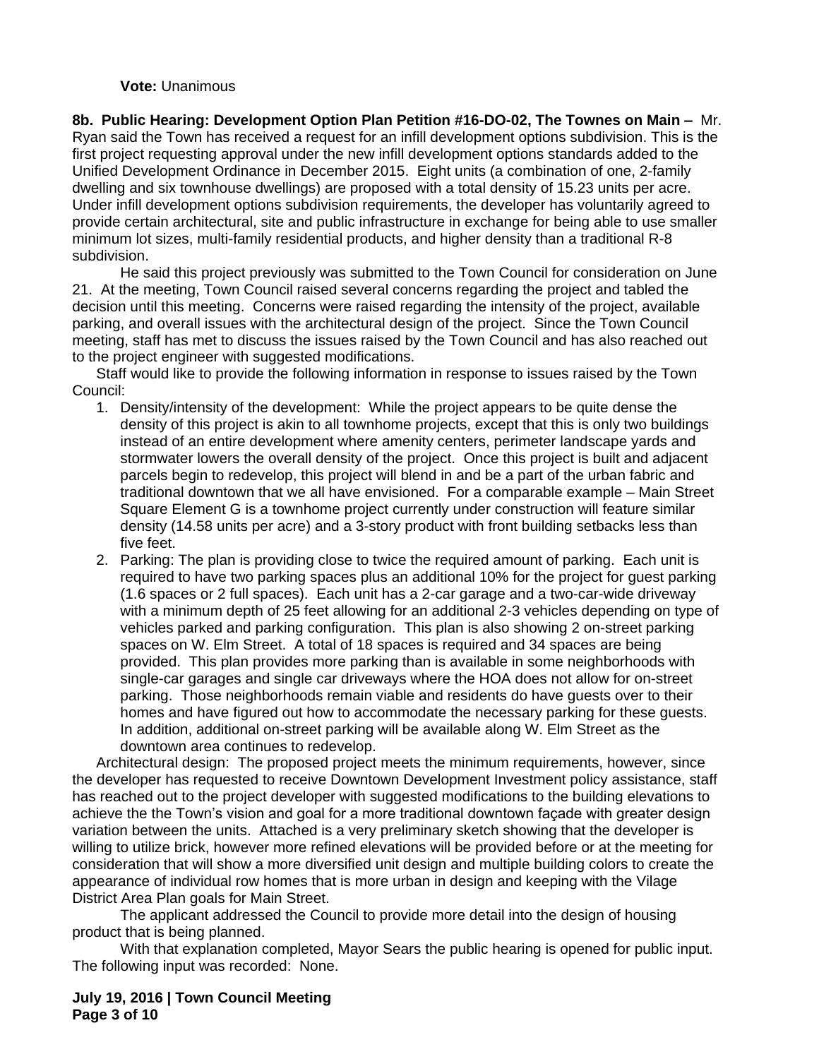**Vote:** Unanimous

**8b. Public Hearing: Development Option Plan Petition #16-DO-02, The Townes on Main –** Mr. Ryan said the Town has received a request for an infill development options subdivision. This is the first project requesting approval under the new infill development options standards added to the Unified Development Ordinance in December 2015. Eight units (a combination of one, 2-family dwelling and six townhouse dwellings) are proposed with a total density of 15.23 units per acre. Under infill development options subdivision requirements, the developer has voluntarily agreed to provide certain architectural, site and public infrastructure in exchange for being able to use smaller minimum lot sizes, multi-family residential products, and higher density than a traditional R-8 subdivision.

He said this project previously was submitted to the Town Council for consideration on June 21. At the meeting, Town Council raised several concerns regarding the project and tabled the decision until this meeting. Concerns were raised regarding the intensity of the project, available parking, and overall issues with the architectural design of the project. Since the Town Council meeting, staff has met to discuss the issues raised by the Town Council and has also reached out to the project engineer with suggested modifications.

Staff would like to provide the following information in response to issues raised by the Town Council:

1. Density/intensity of the development: While the project appears to be quite dense the density of this project is akin to all townhome projects, except that this is only two buildings instead of an entire development where amenity centers, perimeter landscape yards and stormwater lowers the overall density of the project. Once this project is built and adjacent parcels begin to redevelop, this project will blend in and be a part of the urban fabric and traditional downtown that we all have envisioned. For a comparable example – Main Street Square Element G is a townhome project currently under construction will feature similar density (14.58 units per acre) and a 3-story product with front building setbacks less than five feet.
2. Parking: The plan is providing close to twice the required amount of parking. Each unit is required to have two parking spaces plus an additional 10% for the project for guest parking (1.6 spaces or 2 full spaces). Each unit has a 2-car garage and a two-car-wide driveway with a minimum depth of 25 feet allowing for an additional 2-3 vehicles depending on type of vehicles parked and parking configuration. This plan is also showing 2 on-street parking spaces on W. Elm Street. A total of 18 spaces is required and 34 spaces are being provided. This plan provides more parking than is available in some neighborhoods with single-car garages and single car driveways where the HOA does not allow for on-street parking. Those neighborhoods remain viable and residents do have guests over to their homes and have figured out how to accommodate the necessary parking for these guests. In addition, additional on-street parking will be available along W. Elm Street as the downtown area continues to redevelop.

Architectural design: The proposed project meets the minimum requirements, however, since the developer has requested to receive Downtown Development Investment policy assistance, staff has reached out to the project developer with suggested modifications to the building elevations to achieve the the Town's vision and goal for a more traditional downtown façade with greater design variation between the units. Attached is a very preliminary sketch showing that the developer is willing to utilize brick, however more refined elevations will be provided before or at the meeting for consideration that will show a more diversified unit design and multiple building colors to create the appearance of individual row homes that is more urban in design and keeping with the Vilage District Area Plan goals for Main Street.

The applicant addressed the Council to provide more detail into the design of housing product that is being planned.

With that explanation completed, Mayor Sears the public hearing is opened for public input. The following input was recorded: None.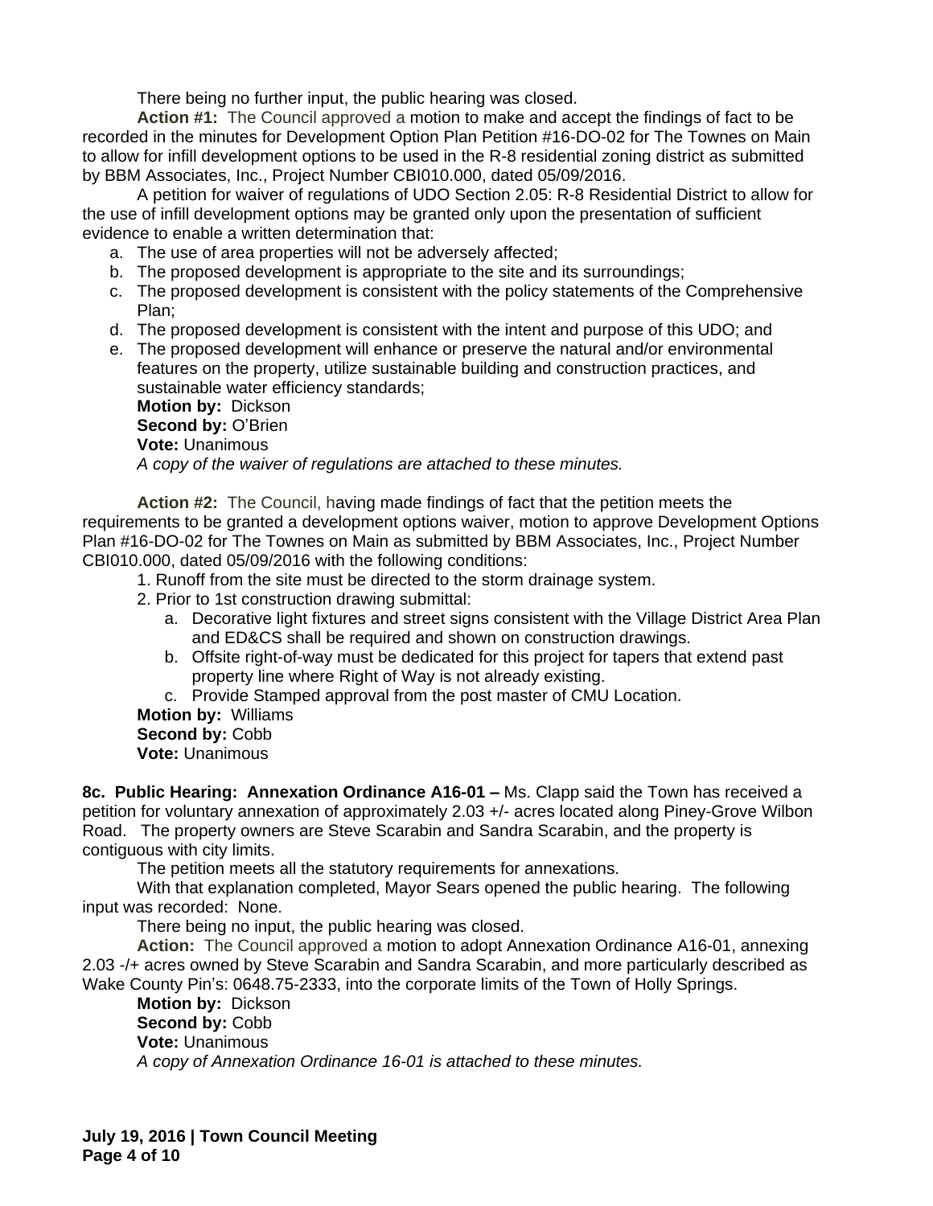There being no further input, the public hearing was closed.

**Action #1:** The Council approved a motion to make and accept the findings of fact to be recorded in the minutes for Development Option Plan Petition #16-DO-02 for The Townes on Main to allow for infill development options to be used in the R-8 residential zoning district as submitted by BBM Associates, Inc., Project Number CBI010.000, dated 05/09/2016.

A petition for waiver of regulations of UDO Section 2.05: R-8 Residential District to allow for the use of infill development options may be granted only upon the presentation of sufficient evidence to enable a written determination that:

a. The use of area properties will not be adversely affected;
b. The proposed development is appropriate to the site and its surroundings;
c. The proposed development is consistent with the policy statements of the Comprehensive Plan;
d. The proposed development is consistent with the intent and purpose of this UDO; and
e. The proposed development will enhance or preserve the natural and/or environmental features on the property, utilize sustainable building and construction practices, and sustainable water efficiency standards;

**Motion by:** Dickson
**Second by:** O'Brien
**Vote:** Unanimous
*A copy of the waiver of regulations are attached to these minutes.*

**Action #2:** The Council, having made findings of fact that the petition meets the requirements to be granted a development options waiver, motion to approve Development Options Plan #16-DO-02 for The Townes on Main as submitted by BBM Associates, Inc., Project Number CBI010.000, dated 05/09/2016 with the following conditions:

1. Runoff from the site must be directed to the storm drainage system.
2. Prior to 1st construction drawing submittal:
   a. Decorative light fixtures and street signs consistent with the Village District Area Plan and ED&CS shall be required and shown on construction drawings.
   b. Offsite right-of-way must be dedicated for this project for tapers that extend past property line where Right of Way is not already existing.
   c. Provide Stamped approval from the post master of CMU Location.

**Motion by:** Williams
**Second by:** Cobb
**Vote:** Unanimous

**8c. Public Hearing: Annexation Ordinance A16-01 –** Ms. Clapp said the Town has received a petition for voluntary annexation of approximately 2.03 +/- acres located along Piney-Grove Wilbon Road. The property owners are Steve Scarabin and Sandra Scarabin, and the property is contiguous with city limits.

The petition meets all the statutory requirements for annexations.

With that explanation completed, Mayor Sears opened the public hearing. The following input was recorded: None.

There being no input, the public hearing was closed.

**Action:** The Council approved a motion to adopt Annexation Ordinance A16-01, annexing 2.03 -/+ acres owned by Steve Scarabin and Sandra Scarabin, and more particularly described as Wake County Pin's: 0648.75-2333, into the corporate limits of the Town of Holly Springs.

**Motion by:** Dickson
**Second by:** Cobb
**Vote:** Unanimous
*A copy of Annexation Ordinance 16-01 is attached to these minutes.*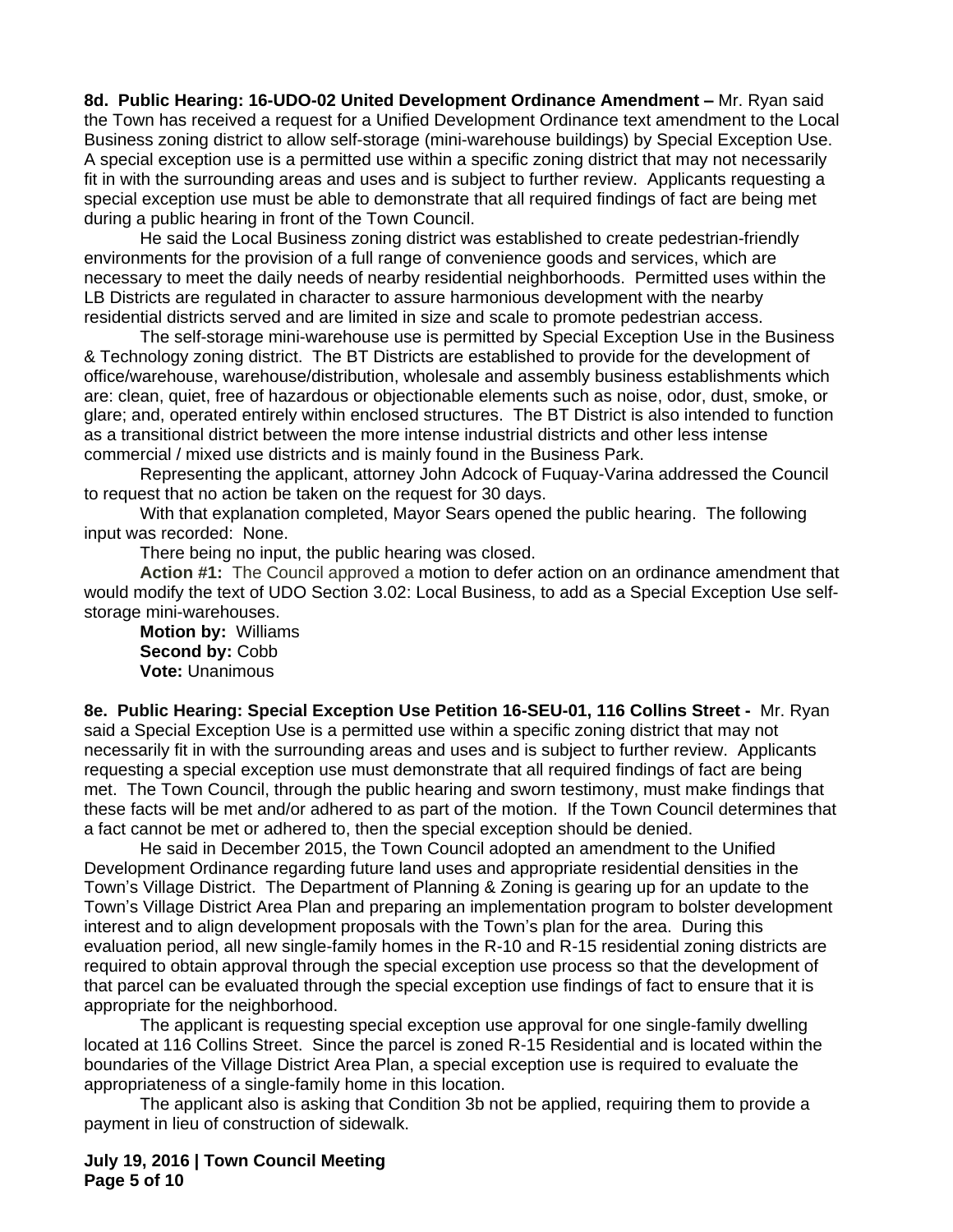**8d. Public Hearing: 16-UDO-02 United Development Ordinance Amendment –** Mr. Ryan said the Town has received a request for a Unified Development Ordinance text amendment to the Local Business zoning district to allow self-storage (mini-warehouse buildings) by Special Exception Use. A special exception use is a permitted use within a specific zoning district that may not necessarily fit in with the surrounding areas and uses and is subject to further review. Applicants requesting a special exception use must be able to demonstrate that all required findings of fact are being met during a public hearing in front of the Town Council.

He said the Local Business zoning district was established to create pedestrian-friendly environments for the provision of a full range of convenience goods and services, which are necessary to meet the daily needs of nearby residential neighborhoods. Permitted uses within the LB Districts are regulated in character to assure harmonious development with the nearby residential districts served and are limited in size and scale to promote pedestrian access.

The self-storage mini-warehouse use is permitted by Special Exception Use in the Business & Technology zoning district. The BT Districts are established to provide for the development of office/warehouse, warehouse/distribution, wholesale and assembly business establishments which are: clean, quiet, free of hazardous or objectionable elements such as noise, odor, dust, smoke, or glare; and, operated entirely within enclosed structures. The BT District is also intended to function as a transitional district between the more intense industrial districts and other less intense commercial / mixed use districts and is mainly found in the Business Park.

Representing the applicant, attorney John Adcock of Fuquay-Varina addressed the Council to request that no action be taken on the request for 30 days.

With that explanation completed, Mayor Sears opened the public hearing. The following input was recorded: None.

There being no input, the public hearing was closed.

**Action #1:** The Council approved a motion to defer action on an ordinance amendment that would modify the text of UDO Section 3.02: Local Business, to add as a Special Exception Use self-storage mini-warehouses.

**Motion by:** Williams
**Second by:** Cobb
**Vote:** Unanimous

**8e. Public Hearing: Special Exception Use Petition 16-SEU-01, 116 Collins Street -** Mr. Ryan said a Special Exception Use is a permitted use within a specific zoning district that may not necessarily fit in with the surrounding areas and uses and is subject to further review. Applicants requesting a special exception use must demonstrate that all required findings of fact are being met. The Town Council, through the public hearing and sworn testimony, must make findings that these facts will be met and/or adhered to as part of the motion. If the Town Council determines that a fact cannot be met or adhered to, then the special exception should be denied.

He said in December 2015, the Town Council adopted an amendment to the Unified Development Ordinance regarding future land uses and appropriate residential densities in the Town's Village District. The Department of Planning & Zoning is gearing up for an update to the Town's Village District Area Plan and preparing an implementation program to bolster development interest and to align development proposals with the Town's plan for the area. During this evaluation period, all new single-family homes in the R-10 and R-15 residential zoning districts are required to obtain approval through the special exception use process so that the development of that parcel can be evaluated through the special exception use findings of fact to ensure that it is appropriate for the neighborhood.

The applicant is requesting special exception use approval for one single-family dwelling located at 116 Collins Street. Since the parcel is zoned R-15 Residential and is located within the boundaries of the Village District Area Plan, a special exception use is required to evaluate the appropriateness of a single-family home in this location.

The applicant also is asking that Condition 3b not be applied, requiring them to provide a payment in lieu of construction of sidewalk.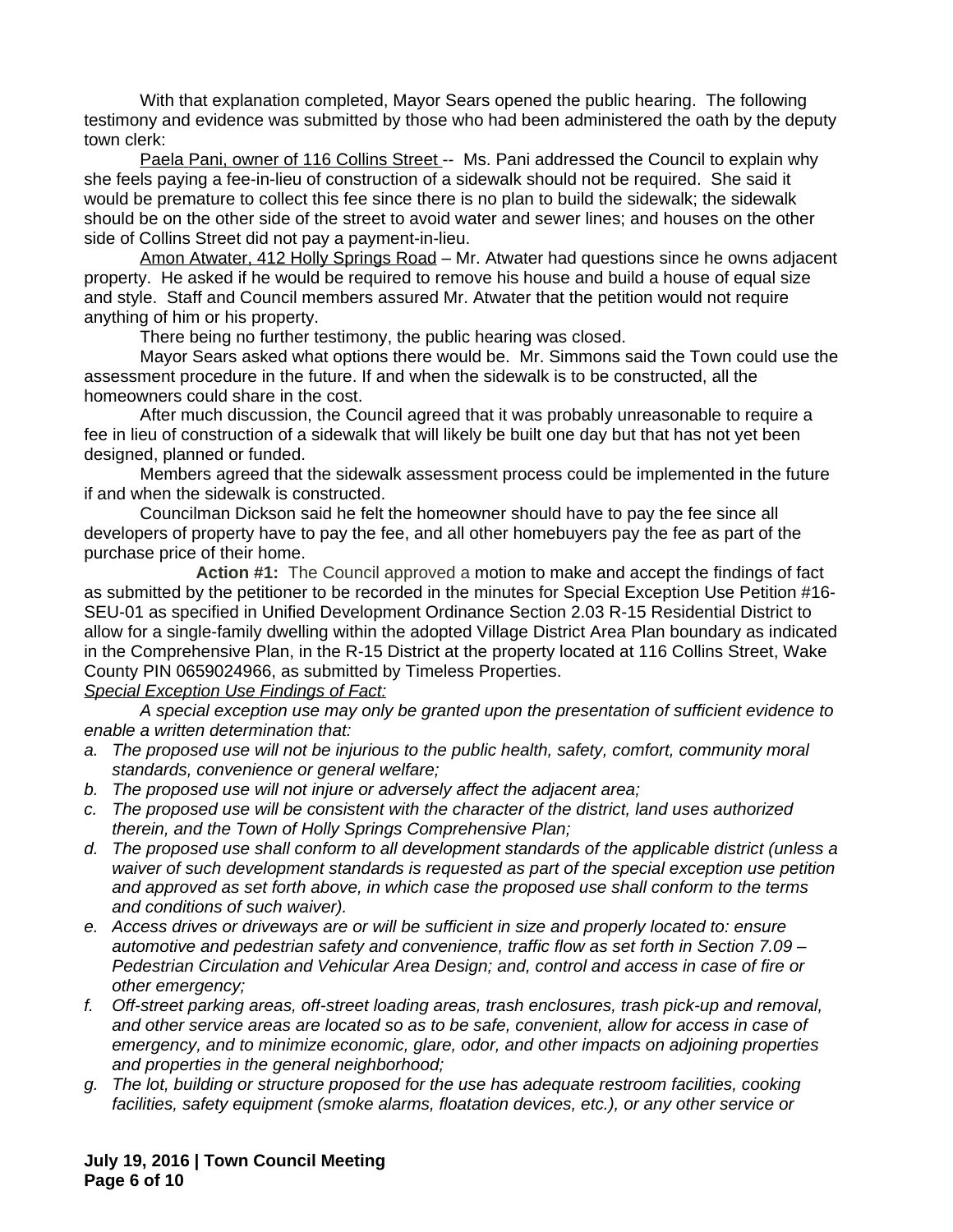With that explanation completed, Mayor Sears opened the public hearing. The following testimony and evidence was submitted by those who had been administered the oath by the deputy town clerk:

Paela Pani, owner of 116 Collins Street -- Ms. Pani addressed the Council to explain why she feels paying a fee-in-lieu of construction of a sidewalk should not be required. She said it would be premature to collect this fee since there is no plan to build the sidewalk; the sidewalk should be on the other side of the street to avoid water and sewer lines; and houses on the other side of Collins Street did not pay a payment-in-lieu.

Amon Atwater, 412 Holly Springs Road – Mr. Atwater had questions since he owns adjacent property. He asked if he would be required to remove his house and build a house of equal size and style. Staff and Council members assured Mr. Atwater that the petition would not require anything of him or his property.

There being no further testimony, the public hearing was closed.

Mayor Sears asked what options there would be. Mr. Simmons said the Town could use the assessment procedure in the future. If and when the sidewalk is to be constructed, all the homeowners could share in the cost.

After much discussion, the Council agreed that it was probably unreasonable to require a fee in lieu of construction of a sidewalk that will likely be built one day but that has not yet been designed, planned or funded.

Members agreed that the sidewalk assessment process could be implemented in the future if and when the sidewalk is constructed.

Councilman Dickson said he felt the homeowner should have to pay the fee since all developers of property have to pay the fee, and all other homebuyers pay the fee as part of the purchase price of their home.

**Action #1:** The Council approved a motion to make and accept the findings of fact as submitted by the petitioner to be recorded in the minutes for Special Exception Use Petition #16-SEU-01 as specified in Unified Development Ordinance Section 2.03 R-15 Residential District to allow for a single-family dwelling within the adopted Village District Area Plan boundary as indicated in the Comprehensive Plan, in the R-15 District at the property located at 116 Collins Street, Wake County PIN 0659024966, as submitted by Timeless Properties.

*Special Exception Use Findings of Fact:*

*A special exception use may only be granted upon the presentation of sufficient evidence to enable a written determination that:*

*a. The proposed use will not be injurious to the public health, safety, comfort, community moral standards, convenience or general welfare;*

*b. The proposed use will not injure or adversely affect the adjacent area;*

*c. The proposed use will be consistent with the character of the district, land uses authorized therein, and the Town of Holly Springs Comprehensive Plan;*

*d. The proposed use shall conform to all development standards of the applicable district (unless a waiver of such development standards is requested as part of the special exception use petition and approved as set forth above, in which case the proposed use shall conform to the terms and conditions of such waiver).*

*e. Access drives or driveways are or will be sufficient in size and properly located to: ensure automotive and pedestrian safety and convenience, traffic flow as set forth in Section 7.09 – Pedestrian Circulation and Vehicular Area Design; and, control and access in case of fire or other emergency;*

*f. Off-street parking areas, off-street loading areas, trash enclosures, trash pick-up and removal, and other service areas are located so as to be safe, convenient, allow for access in case of emergency, and to minimize economic, glare, odor, and other impacts on adjoining properties and properties in the general neighborhood;*

*g. The lot, building or structure proposed for the use has adequate restroom facilities, cooking facilities, safety equipment (smoke alarms, floatation devices, etc.), or any other service or*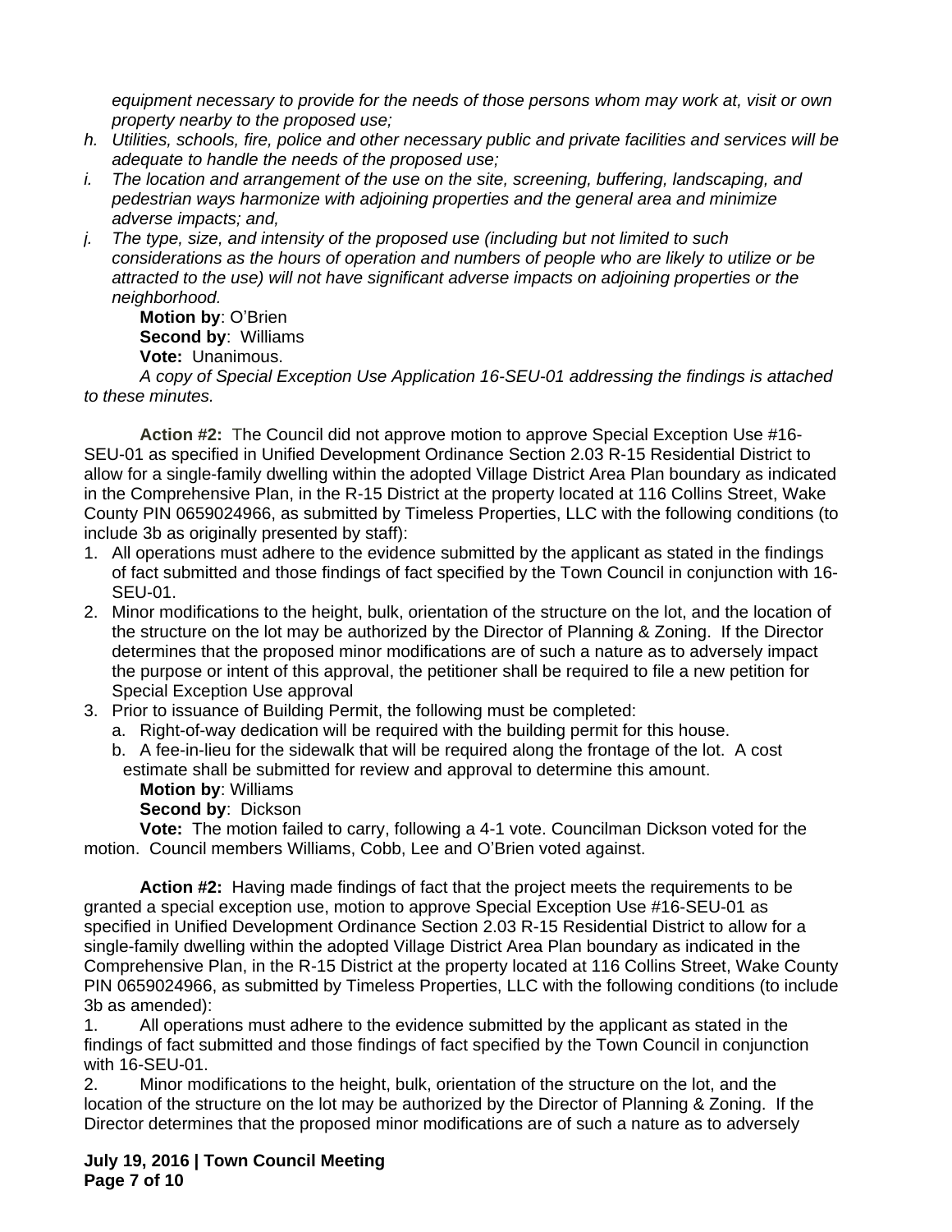*equipment necessary to provide for the needs of those persons whom may work at, visit or own property nearby to the proposed use;*

*h. Utilities, schools, fire, police and other necessary public and private facilities and services will be adequate to handle the needs of the proposed use;*

*i. The location and arrangement of the use on the site, screening, buffering, landscaping, and pedestrian ways harmonize with adjoining properties and the general area and minimize adverse impacts; and,*

*j. The type, size, and intensity of the proposed use (including but not limited to such considerations as the hours of operation and numbers of people who are likely to utilize or be attracted to the use) will not have significant adverse impacts on adjoining properties or the neighborhood.*

**Motion by**: O'Brien
**Second by**: Williams
**Vote:** Unanimous.

*A copy of Special Exception Use Application 16-SEU-01 addressing the findings is attached to these minutes.*

**Action #2:** The Council did not approve motion to approve Special Exception Use #16-SEU-01 as specified in Unified Development Ordinance Section 2.03 R-15 Residential District to allow for a single-family dwelling within the adopted Village District Area Plan boundary as indicated in the Comprehensive Plan, in the R-15 District at the property located at 116 Collins Street, Wake County PIN 0659024966, as submitted by Timeless Properties, LLC with the following conditions (to include 3b as originally presented by staff):

1. All operations must adhere to the evidence submitted by the applicant as stated in the findings of fact submitted and those findings of fact specified by the Town Council in conjunction with 16-SEU-01.
2. Minor modifications to the height, bulk, orientation of the structure on the lot, and the location of the structure on the lot may be authorized by the Director of Planning & Zoning. If the Director determines that the proposed minor modifications are of such a nature as to adversely impact the purpose or intent of this approval, the petitioner shall be required to file a new petition for Special Exception Use approval
3. Prior to issuance of Building Permit, the following must be completed:
   a. Right-of-way dedication will be required with the building permit for this house.
   b. A fee-in-lieu for the sidewalk that will be required along the frontage of the lot. A cost estimate shall be submitted for review and approval to determine this amount.

**Motion by**: Williams
**Second by**: Dickson
**Vote:** The motion failed to carry, following a 4-1 vote. Councilman Dickson voted for the motion. Council members Williams, Cobb, Lee and O'Brien voted against.

**Action #2:** Having made findings of fact that the project meets the requirements to be granted a special exception use, motion to approve Special Exception Use #16-SEU-01 as specified in Unified Development Ordinance Section 2.03 R-15 Residential District to allow for a single-family dwelling within the adopted Village District Area Plan boundary as indicated in the Comprehensive Plan, in the R-15 District at the property located at 116 Collins Street, Wake County PIN 0659024966, as submitted by Timeless Properties, LLC with the following conditions (to include 3b as amended):

1. All operations must adhere to the evidence submitted by the applicant as stated in the findings of fact submitted and those findings of fact specified by the Town Council in conjunction with 16-SEU-01.
2. Minor modifications to the height, bulk, orientation of the structure on the lot, and the location of the structure on the lot may be authorized by the Director of Planning & Zoning. If the Director determines that the proposed minor modifications are of such a nature as to adversely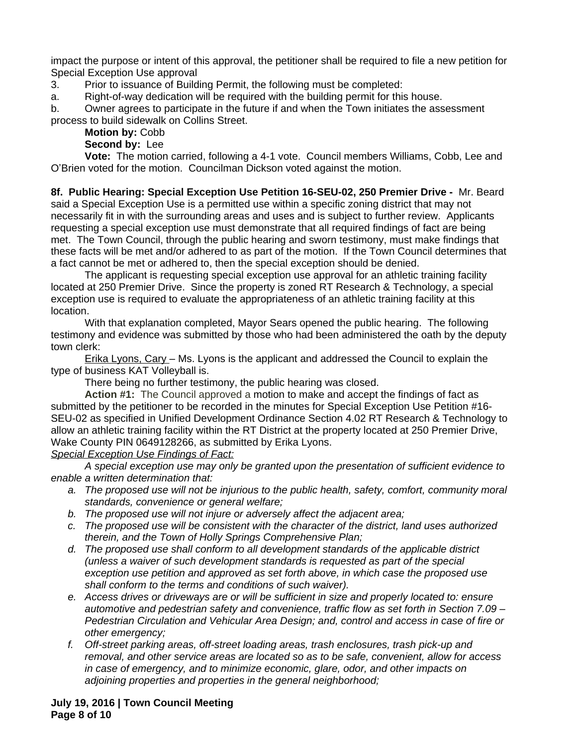impact the purpose or intent of this approval, the petitioner shall be required to file a new petition for Special Exception Use approval

3. Prior to issuance of Building Permit, the following must be completed:

a. Right-of-way dedication will be required with the building permit for this house.

b. Owner agrees to participate in the future if and when the Town initiates the assessment process to build sidewalk on Collins Street.

**Motion by:** Cobb

**Second by:** Lee

**Vote:** The motion carried, following a 4-1 vote. Council members Williams, Cobb, Lee and O'Brien voted for the motion. Councilman Dickson voted against the motion.

**8f. Public Hearing: Special Exception Use Petition 16-SEU-02, 250 Premier Drive -** Mr. Beard said a Special Exception Use is a permitted use within a specific zoning district that may not necessarily fit in with the surrounding areas and uses and is subject to further review. Applicants requesting a special exception use must demonstrate that all required findings of fact are being met. The Town Council, through the public hearing and sworn testimony, must make findings that these facts will be met and/or adhered to as part of the motion. If the Town Council determines that a fact cannot be met or adhered to, then the special exception should be denied.

The applicant is requesting special exception use approval for an athletic training facility located at 250 Premier Drive. Since the property is zoned RT Research & Technology, a special exception use is required to evaluate the appropriateness of an athletic training facility at this location.

With that explanation completed, Mayor Sears opened the public hearing. The following testimony and evidence was submitted by those who had been administered the oath by the deputy town clerk:

Erika Lyons, Cary – Ms. Lyons is the applicant and addressed the Council to explain the type of business KAT Volleyball is.

There being no further testimony, the public hearing was closed.

**Action #1:** The Council approved a motion to make and accept the findings of fact as submitted by the petitioner to be recorded in the minutes for Special Exception Use Petition #16-SEU-02 as specified in Unified Development Ordinance Section 4.02 RT Research & Technology to allow an athletic training facility within the RT District at the property located at 250 Premier Drive, Wake County PIN 0649128266, as submitted by Erika Lyons.

*Special Exception Use Findings of Fact:*

*A special exception use may only be granted upon the presentation of sufficient evidence to enable a written determination that:*

*a. The proposed use will not be injurious to the public health, safety, comfort, community moral standards, convenience or general welfare;*

*b. The proposed use will not injure or adversely affect the adjacent area;*

*c. The proposed use will be consistent with the character of the district, land uses authorized therein, and the Town of Holly Springs Comprehensive Plan;*

*d. The proposed use shall conform to all development standards of the applicable district (unless a waiver of such development standards is requested as part of the special exception use petition and approved as set forth above, in which case the proposed use shall conform to the terms and conditions of such waiver).*

*e. Access drives or driveways are or will be sufficient in size and properly located to: ensure automotive and pedestrian safety and convenience, traffic flow as set forth in Section 7.09 – Pedestrian Circulation and Vehicular Area Design; and, control and access in case of fire or other emergency;*

*f. Off-street parking areas, off-street loading areas, trash enclosures, trash pick-up and removal, and other service areas are located so as to be safe, convenient, allow for access in case of emergency, and to minimize economic, glare, odor, and other impacts on adjoining properties and properties in the general neighborhood;*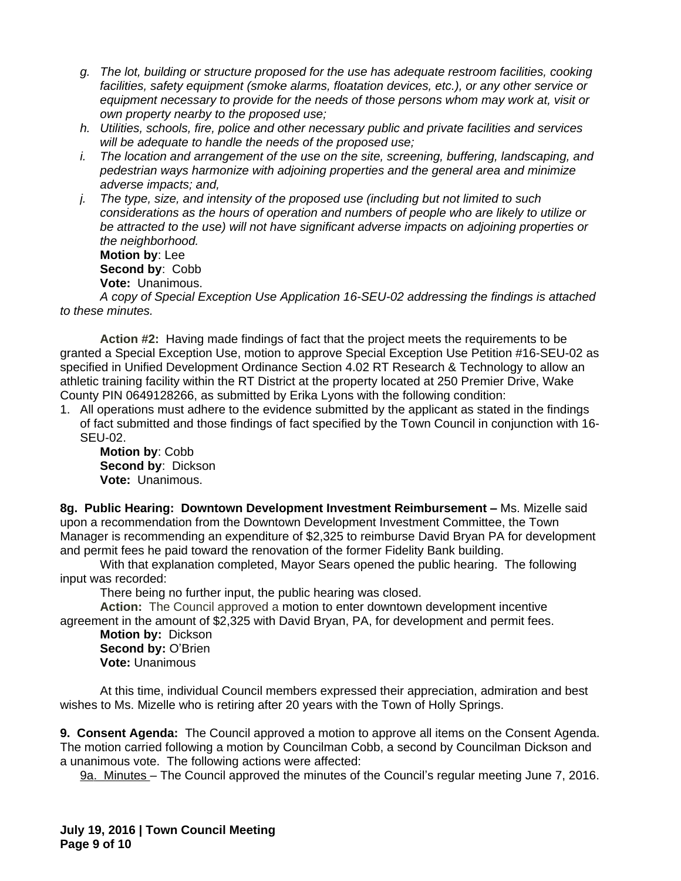*g. The lot, building or structure proposed for the use has adequate restroom facilities, cooking facilities, safety equipment (smoke alarms, floatation devices, etc.), or any other service or equipment necessary to provide for the needs of those persons whom may work at, visit or own property nearby to the proposed use;*

*h. Utilities, schools, fire, police and other necessary public and private facilities and services will be adequate to handle the needs of the proposed use;*

*i. The location and arrangement of the use on the site, screening, buffering, landscaping, and pedestrian ways harmonize with adjoining properties and the general area and minimize adverse impacts; and,*

*j. The type, size, and intensity of the proposed use (including but not limited to such considerations as the hours of operation and numbers of people who are likely to utilize or be attracted to the use) will not have significant adverse impacts on adjoining properties or the neighborhood.*

**Motion by**: Lee
**Second by**: Cobb
**Vote:** Unanimous.

*A copy of Special Exception Use Application 16-SEU-02 addressing the findings is attached to these minutes.*

**Action #2:** Having made findings of fact that the project meets the requirements to be granted a Special Exception Use, motion to approve Special Exception Use Petition #16-SEU-02 as specified in Unified Development Ordinance Section 4.02 RT Research & Technology to allow an athletic training facility within the RT District at the property located at 250 Premier Drive, Wake County PIN 0649128266, as submitted by Erika Lyons with the following condition:

1. All operations must adhere to the evidence submitted by the applicant as stated in the findings of fact submitted and those findings of fact specified by the Town Council in conjunction with 16-SEU-02.

**Motion by**: Cobb
**Second by**: Dickson
**Vote:** Unanimous.

**8g. Public Hearing: Downtown Development Investment Reimbursement –** Ms. Mizelle said upon a recommendation from the Downtown Development Investment Committee, the Town Manager is recommending an expenditure of $2,325 to reimburse David Bryan PA for development and permit fees he paid toward the renovation of the former Fidelity Bank building.

With that explanation completed, Mayor Sears opened the public hearing. The following input was recorded:

There being no further input, the public hearing was closed.

**Action:** The Council approved a motion to enter downtown development incentive agreement in the amount of $2,325 with David Bryan, PA, for development and permit fees.

**Motion by:** Dickson
**Second by:** O'Brien
**Vote:** Unanimous

At this time, individual Council members expressed their appreciation, admiration and best wishes to Ms. Mizelle who is retiring after 20 years with the Town of Holly Springs.

**9. Consent Agenda:** The Council approved a motion to approve all items on the Consent Agenda. The motion carried following a motion by Councilman Cobb, a second by Councilman Dickson and a unanimous vote. The following actions were affected:

9a. Minutes – The Council approved the minutes of the Council's regular meeting June 7, 2016.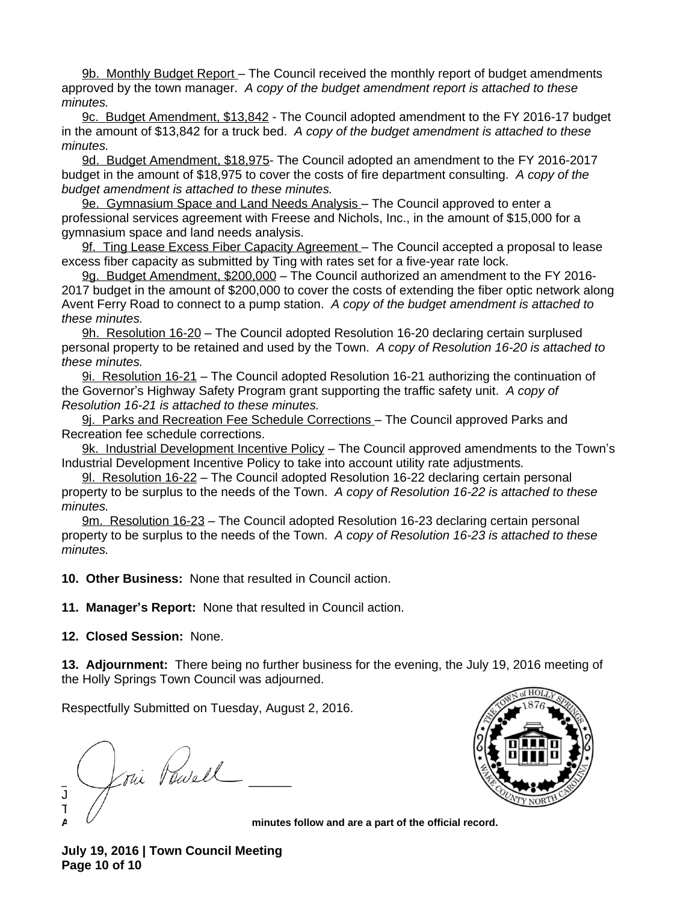9b. Monthly Budget Report – The Council received the monthly report of budget amendments approved by the town manager. *A copy of the budget amendment report is attached to these minutes.*

9c. Budget Amendment, $13,842 - The Council adopted amendment to the FY 2016-17 budget in the amount of $13,842 for a truck bed. *A copy of the budget amendment is attached to these minutes.*

9d. Budget Amendment, $18,975- The Council adopted an amendment to the FY 2016-2017 budget in the amount of $18,975 to cover the costs of fire department consulting. *A copy of the budget amendment is attached to these minutes.*

9e. Gymnasium Space and Land Needs Analysis – The Council approved to enter a professional services agreement with Freese and Nichols, Inc., in the amount of $15,000 for a gymnasium space and land needs analysis.

9f. Ting Lease Excess Fiber Capacity Agreement – The Council accepted a proposal to lease excess fiber capacity as submitted by Ting with rates set for a five-year rate lock.

9g. Budget Amendment, $200,000 – The Council authorized an amendment to the FY 2016-2017 budget in the amount of $200,000 to cover the costs of extending the fiber optic network along Avent Ferry Road to connect to a pump station. *A copy of the budget amendment is attached to these minutes.*

9h. Resolution 16-20 – The Council adopted Resolution 16-20 declaring certain surplused personal property to be retained and used by the Town. *A copy of Resolution 16-20 is attached to these minutes.*

9i. Resolution 16-21 – The Council adopted Resolution 16-21 authorizing the continuation of the Governor's Highway Safety Program grant supporting the traffic safety unit. *A copy of Resolution 16-21 is attached to these minutes.*

9j. Parks and Recreation Fee Schedule Corrections – The Council approved Parks and Recreation fee schedule corrections.

9k. Industrial Development Incentive Policy – The Council approved amendments to the Town's Industrial Development Incentive Policy to take into account utility rate adjustments.

9l. Resolution 16-22 – The Council adopted Resolution 16-22 declaring certain personal property to be surplus to the needs of the Town. *A copy of Resolution 16-22 is attached to these minutes.*

9m. Resolution 16-23 – The Council adopted Resolution 16-23 declaring certain personal property to be surplus to the needs of the Town. *A copy of Resolution 16-23 is attached to these minutes.*

**10. Other Business:** None that resulted in Council action.

**11. Manager's Report:** None that resulted in Council action.

**12. Closed Session:** None.

**13. Adjournment:** There being no further business for the evening, the July 19, 2016 meeting of the Holly Springs Town Council was adjourned.

Respectfully Submitted on Tuesday, August 2, 2016.

Joni Powell

J

T

**A minutes follow and are a part of the official record.**